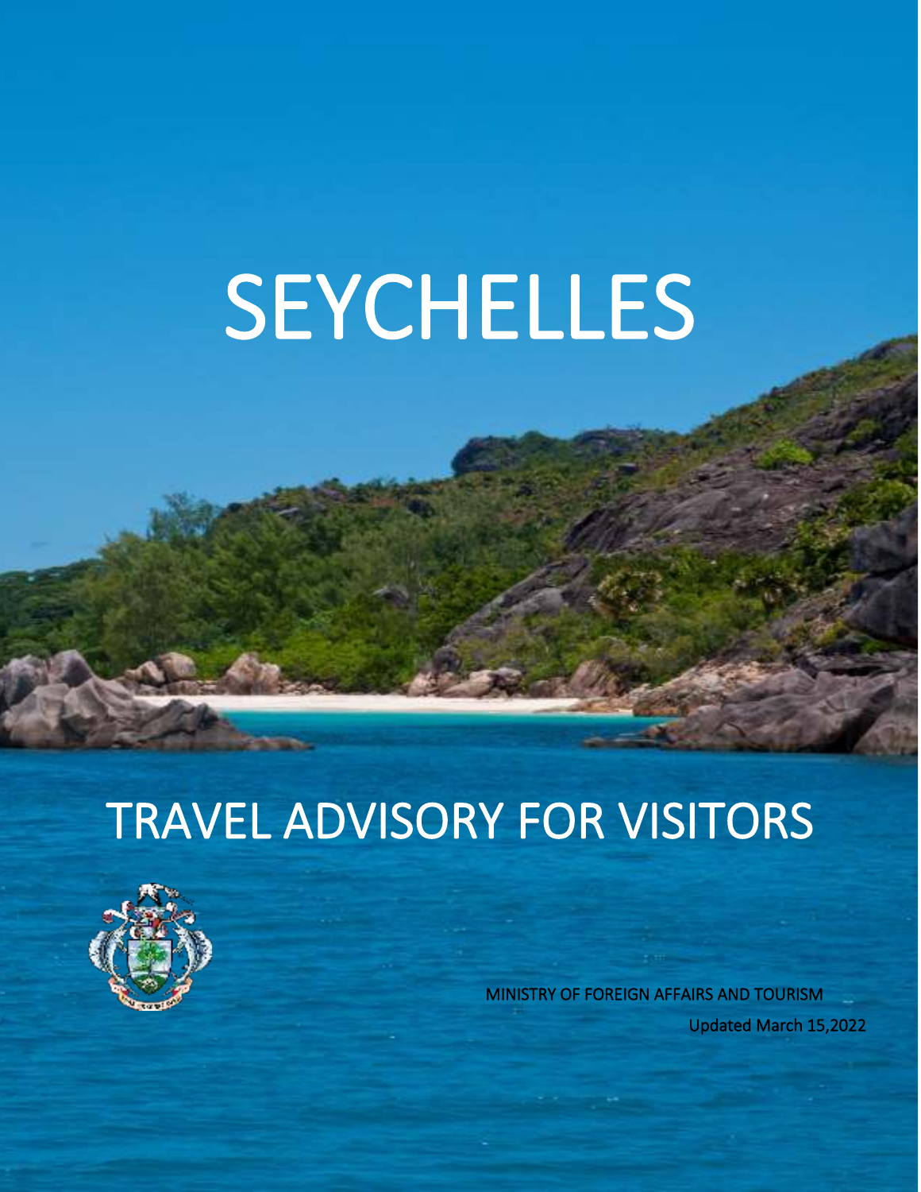# SEYCHELLES

# TRAVEL ADVISORY FOR VISITORS

MINISTRY OF FOREIGN AFFAIRS AND TOURISM

Updated March 15,2022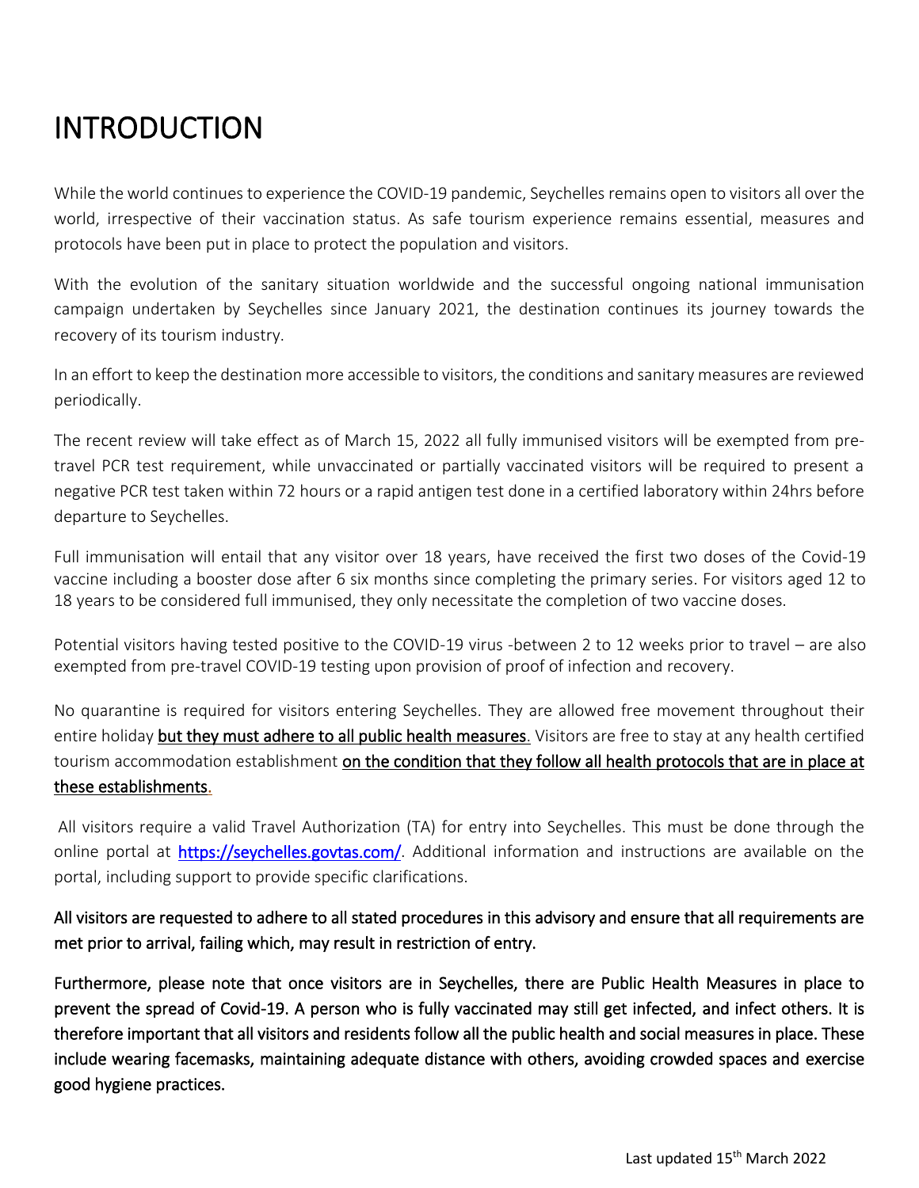# INTRODUCTION

While the world continues to experience the COVID-19 pandemic, Seychelles remains open to visitors all over the world, irrespective of their vaccination status. As safe tourism experience remains essential, measures and protocols have been put in place to protect the population and visitors.

With the evolution of the sanitary situation worldwide and the successful ongoing national immunisation campaign undertaken by Seychelles since January 2021, the destination continues its journey towards the recovery of its tourism industry.

In an effort to keep the destination more accessible to visitors, the conditions and sanitary measures are reviewed periodically.

The recent review will take effect as of March 15, 2022 all fully immunised visitors will be exempted from pre-travel PCR test requirement, while unvaccinated or partially vaccinated visitors will be required to present a negative PCR test taken within 72 hours or a rapid antigen test done in a certified laboratory within 24hrs before departure to Seychelles.

Full immunisation will entail that any visitor over 18 years, have received the first two doses of the Covid-19 vaccine including a booster dose after 6 six months since completing the primary series. For visitors aged 12 to 18 years to be considered full immunised, they only necessitate the completion of two vaccine doses.

Potential visitors having tested positive to the COVID-19 virus -between 2 to 12 weeks prior to travel – are also exempted from pre-travel COVID-19 testing upon provision of proof of infection and recovery.

No quarantine is required for visitors entering Seychelles. They are allowed free movement throughout their entire holiday **but they must adhere to all public health measures**. Visitors are free to stay at any health certified tourism accommodation establishment **on the condition that they follow all health protocols that are in place at these establishments**.

All visitors require a valid Travel Authorization (TA) for entry into Seychelles. This must be done through the online portal at [https://seychelles.govtas.com/](https://seychelles.govtas.com/). Additional information and instructions are available on the portal, including support to provide specific clarifications.

All visitors are requested to adhere to all stated procedures in this advisory and ensure that all requirements are met prior to arrival, failing which, may result in restriction of entry.

Furthermore, please note that once visitors are in Seychelles, there are Public Health Measures in place to prevent the spread of Covid-19. A person who is fully vaccinated may still get infected, and infect others. It is therefore important that all visitors and residents follow all the public health and social measures in place. These include wearing facemasks, maintaining adequate distance with others, avoiding crowded spaces and exercise good hygiene practices.

Last updated 15th March 2022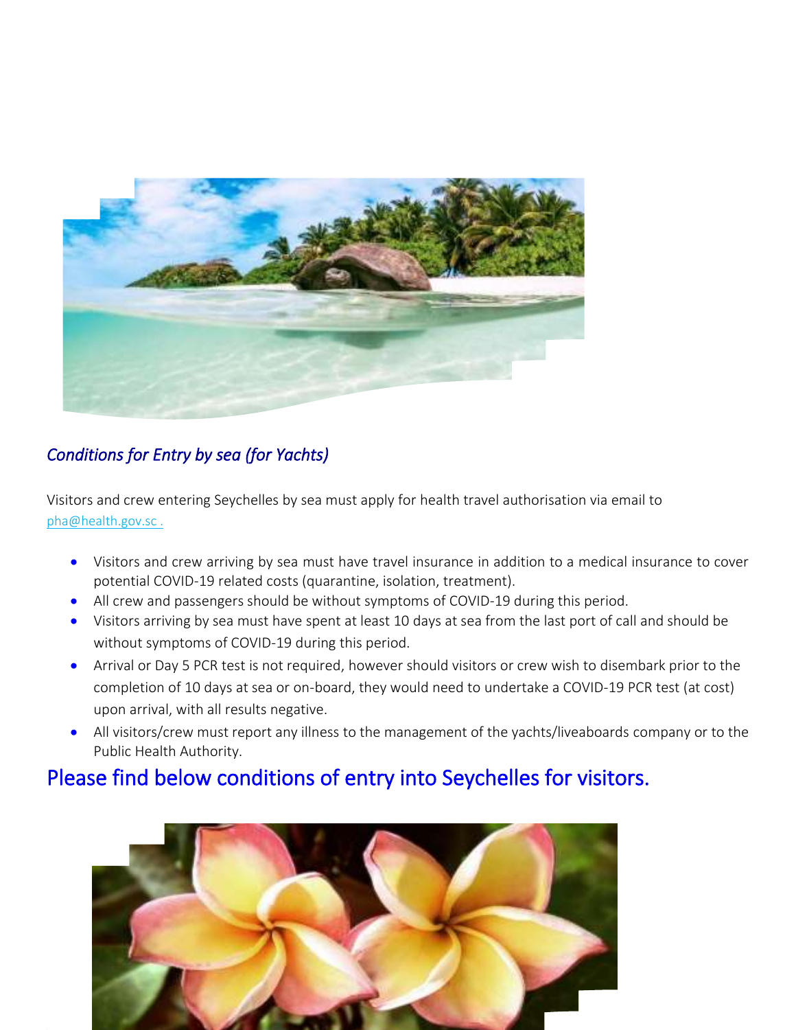## *Conditions for Entry by sea (for Yachts)*

Visitors and crew entering Seychelles by sea must apply for health travel authorisation via email to pha@health.gov.sc .

- Visitors and crew arriving by sea must have travel insurance in addition to a medical insurance to cover potential COVID-19 related costs (quarantine, isolation, treatment).
- All crew and passengers should be without symptoms of COVID-19 during this period.
- Visitors arriving by sea must have spent at least 10 days at sea from the last port of call and should be without symptoms of COVID-19 during this period.
- Arrival or Day 5 PCR test is not required, however should visitors or crew wish to disembark prior to the completion of 10 days at sea or on-board, they would need to undertake a COVID-19 PCR test (at cost) upon arrival, with all results negative.
- All visitors/crew must report any illness to the management of the yachts/liveaboards company or to the Public Health Authority.

## Please find below conditions of entry into Seychelles for visitors.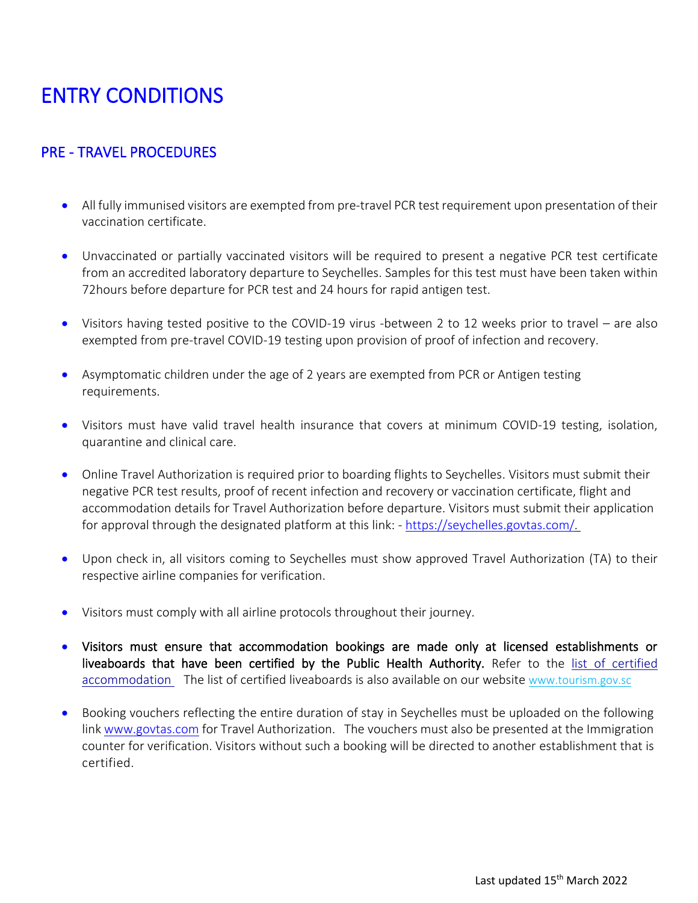# ENTRY CONDITIONS

## PRE - TRAVEL PROCEDURES

- All fully immunised visitors are exempted from pre-travel PCR test requirement upon presentation of their vaccination certificate.
- Unvaccinated or partially vaccinated visitors will be required to present a negative PCR test certificate from an accredited laboratory departure to Seychelles. Samples for this test must have been taken within 72hours before departure for PCR test and 24 hours for rapid antigen test.
- Visitors having tested positive to the COVID-19 virus -between 2 to 12 weeks prior to travel – are also exempted from pre-travel COVID-19 testing upon provision of proof of infection and recovery.
- Asymptomatic children under the age of 2 years are exempted from PCR or Antigen testing requirements.
- Visitors must have valid travel health insurance that covers at minimum COVID-19 testing, isolation, quarantine and clinical care.
- Online Travel Authorization is required prior to boarding flights to Seychelles. Visitors must submit their negative PCR test results, proof of recent infection and recovery or vaccination certificate, flight and accommodation details for Travel Authorization before departure. Visitors must submit their application for approval through the designated platform at this link: - https://seychelles.govtas.com/.
- Upon check in, all visitors coming to Seychelles must show approved Travel Authorization (TA) to their respective airline companies for verification.
- Visitors must comply with all airline protocols throughout their journey.
- **Visitors must ensure that accommodation bookings are made only at licensed establishments or liveaboards that have been certified by the Public Health Authority.** Refer to the list of certified accommodation The list of certified liveaboards is also available on our website www.tourism.gov.sc
- Booking vouchers reflecting the entire duration of stay in Seychelles must be uploaded on the following link www.govtas.com for Travel Authorization. The vouchers must also be presented at the Immigration counter for verification. Visitors without such a booking will be directed to another establishment that is certified.

Last updated 15th March 2022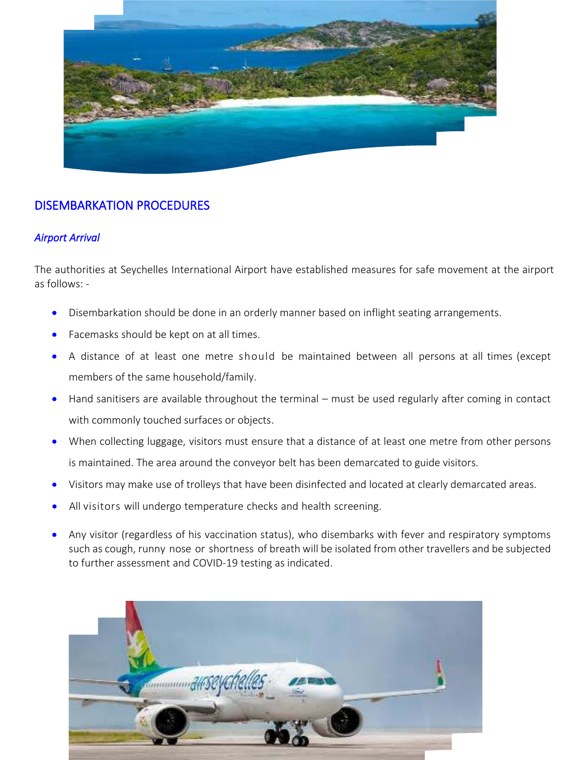## DISEMBARKATION PROCEDURES

### *Airport Arrival*

The authorities at Seychelles International Airport have established measures for safe movement at the airport as follows: -

- Disembarkation should be done in an orderly manner based on inflight seating arrangements.
- Facemasks should be kept on at all times.
- A distance of at least one metre should be maintained between all persons at all times (except members of the same household/family.
- Hand sanitisers are available throughout the terminal – must be used regularly after coming in contact with commonly touched surfaces or objects.
- When collecting luggage, visitors must ensure that a distance of at least one metre from other persons is maintained. The area around the conveyor belt has been demarcated to guide visitors.
- Visitors may make use of trolleys that have been disinfected and located at clearly demarcated areas.
- All visitors will undergo temperature checks and health screening.
- Any visitor (regardless of his vaccination status), who disembarks with fever and respiratory symptoms such as cough, runny nose or shortness of breath will be isolated from other travellers and be subjected to further assessment and COVID-19 testing as indicated.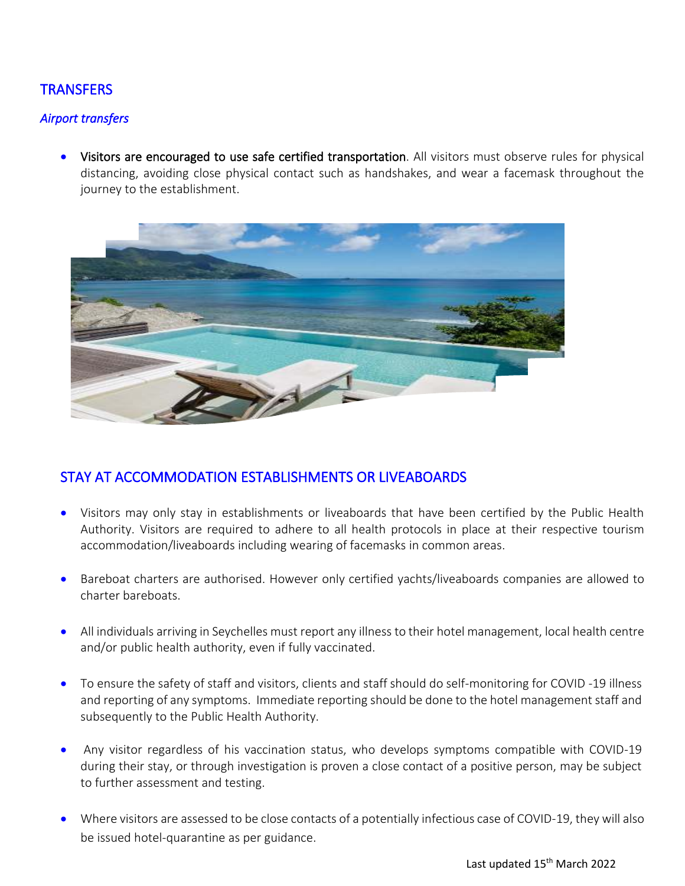## TRANSFERS

### *Airport transfers*

- **Visitors are encouraged to use safe certified transportation**. All visitors must observe rules for physical distancing, avoiding close physical contact such as handshakes, and wear a facemask throughout the journey to the establishment.

## STAY AT ACCOMMODATION ESTABLISHMENTS OR LIVEABOARDS

- Visitors may only stay in establishments or liveaboards that have been certified by the Public Health Authority. Visitors are required to adhere to all health protocols in place at their respective tourism accommodation/liveaboards including wearing of facemasks in common areas.
- Bareboat charters are authorised. However only certified yachts/liveaboards companies are allowed to charter bareboats.
- All individuals arriving in Seychelles must report any illness to their hotel management, local health centre and/or public health authority, even if fully vaccinated.
- To ensure the safety of staff and visitors, clients and staff should do self-monitoring for COVID -19 illness and reporting of any symptoms. Immediate reporting should be done to the hotel management staff and subsequently to the Public Health Authority.
- Any visitor regardless of his vaccination status, who develops symptoms compatible with COVID-19 during their stay, or through investigation is proven a close contact of a positive person, may be subject to further assessment and testing.
- Where visitors are assessed to be close contacts of a potentially infectious case of COVID-19, they will also be issued hotel-quarantine as per guidance.

Last updated 15th March 2022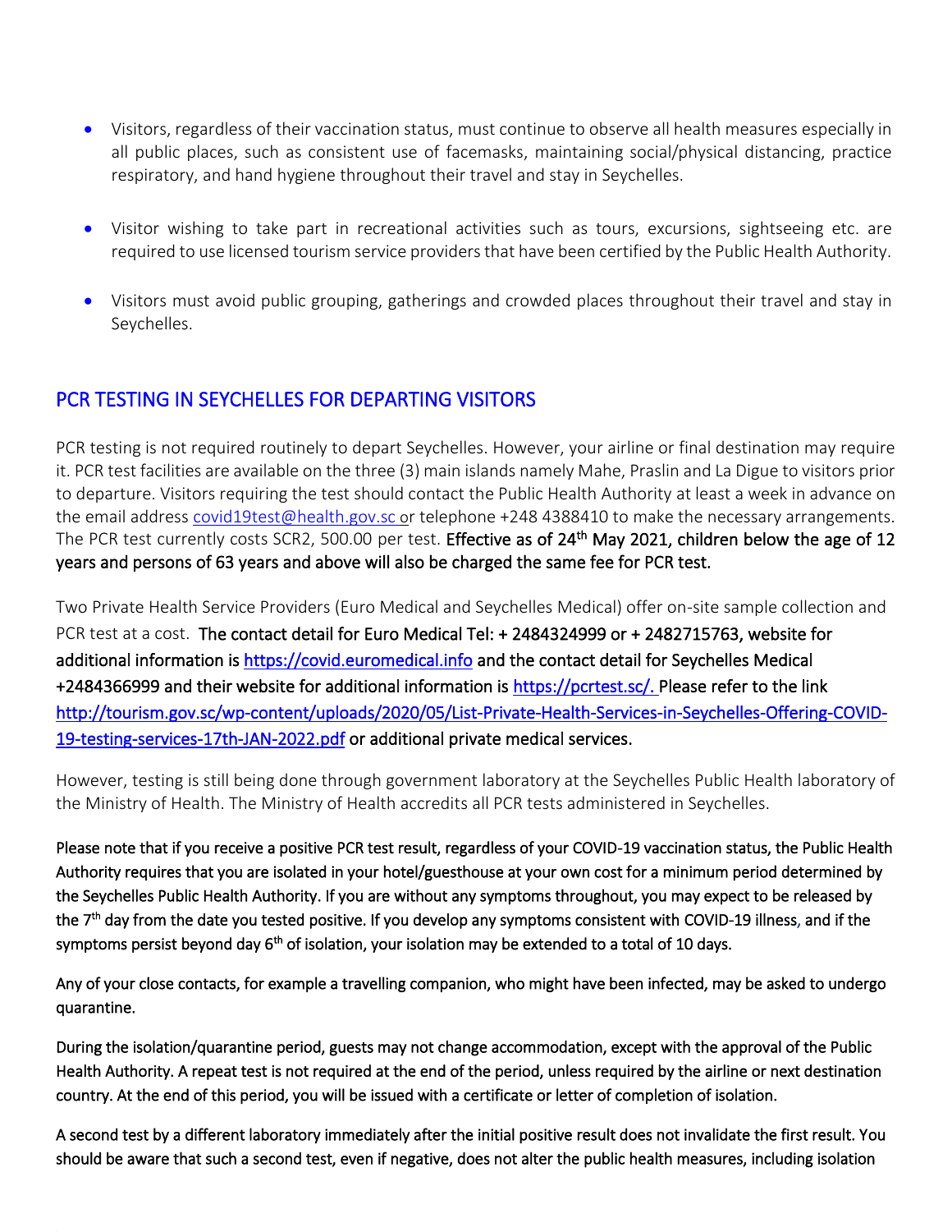- Visitors, regardless of their vaccination status, must continue to observe all health measures especially in all public places, such as consistent use of facemasks, maintaining social/physical distancing, practice respiratory, and hand hygiene throughout their travel and stay in Seychelles.
- Visitor wishing to take part in recreational activities such as tours, excursions, sightseeing etc. are required to use licensed tourism service providers that have been certified by the Public Health Authority.
- Visitors must avoid public grouping, gatherings and crowded places throughout their travel and stay in Seychelles.

## PCR TESTING IN SEYCHELLES FOR DEPARTING VISITORS

PCR testing is not required routinely to depart Seychelles. However, your airline or final destination may require it. PCR test facilities are available on the three (3) main islands namely Mahe, Praslin and La Digue to visitors prior to departure. Visitors requiring the test should contact the Public Health Authority at least a week in advance on the email address covid19test@health.gov.sc or telephone +248 4388410 to make the necessary arrangements. The PCR test currently costs SCR2, 500.00 per test. **Effective as of 24th May 2021, children below the age of 12 years and persons of 63 years and above will also be charged the same fee for PCR test.**

Two Private Health Service Providers (Euro Medical and Seychelles Medical) offer on-site sample collection and PCR test at a cost. **The contact detail for Euro Medical Tel: + 2484324999 or + 2482715763, website for additional information is https://covid.euromedical.info and the contact detail for Seychelles Medical +2484366999 and their website for additional information is https://pcrtest.sc/. Please refer to the link http://tourism.gov.sc/wp-content/uploads/2020/05/List-Private-Health-Services-in-Seychelles-Offering-COVID-19-testing-services-17th-JAN-2022.pdf or additional private medical services.**

However, testing is still being done through government laboratory at the Seychelles Public Health laboratory of the Ministry of Health. The Ministry of Health accredits all PCR tests administered in Seychelles.

**Please note that if you receive a positive PCR test result, regardless of your COVID-19 vaccination status, the Public Health Authority requires that you are isolated in your hotel/guesthouse at your own cost for a minimum period determined by the Seychelles Public Health Authority. If you are without any symptoms throughout, you may expect to be released by the 7th day from the date you tested positive. If you develop any symptoms consistent with COVID-19 illness, and if the symptoms persist beyond day 6th of isolation, your isolation may be extended to a total of 10 days.**

**Any of your close contacts, for example a travelling companion, who might have been infected, may be asked to undergo quarantine.**

**During the isolation/quarantine period, guests may not change accommodation, except with the approval of the Public Health Authority. A repeat test is not required at the end of the period, unless required by the airline or next destination country. At the end of this period, you will be issued with a certificate or letter of completion of isolation.**

**A second test by a different laboratory immediately after the initial positive result does not invalidate the first result. You should be aware that such a second test, even if negative, does not alter the public health measures, including isolation**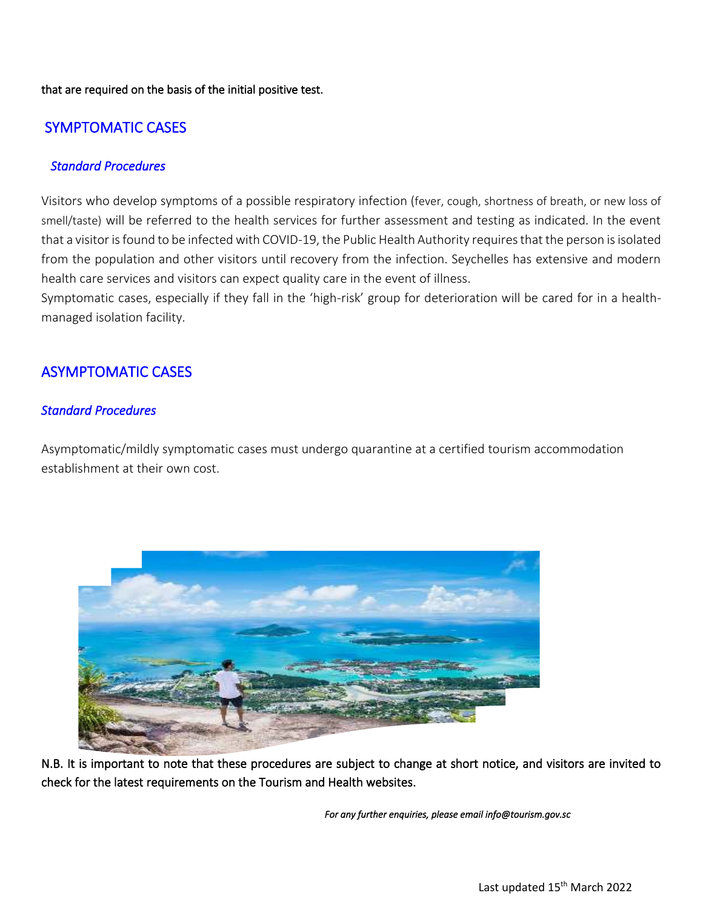that are required on the basis of the initial positive test.

## SYMPTOMATIC CASES

### *Standard Procedures*

Visitors who develop symptoms of a possible respiratory infection (fever, cough, shortness of breath, or new loss of smell/taste) will be referred to the health services for further assessment and testing as indicated. In the event that a visitor is found to be infected with COVID-19, the Public Health Authority requires that the person is isolated from the population and other visitors until recovery from the infection. Seychelles has extensive and modern health care services and visitors can expect quality care in the event of illness.

Symptomatic cases, especially if they fall in the 'high-risk' group for deterioration will be cared for in a health-managed isolation facility.

## ASYMPTOMATIC CASES

### *Standard Procedures*

Asymptomatic/mildly symptomatic cases must undergo quarantine at a certified tourism accommodation establishment at their own cost.

N.B. It is important to note that these procedures are subject to change at short notice, and visitors are invited to check for the latest requirements on the Tourism and Health websites.

*For any further enquiries, please email info@tourism.gov.sc*

Last updated 15th March 2022